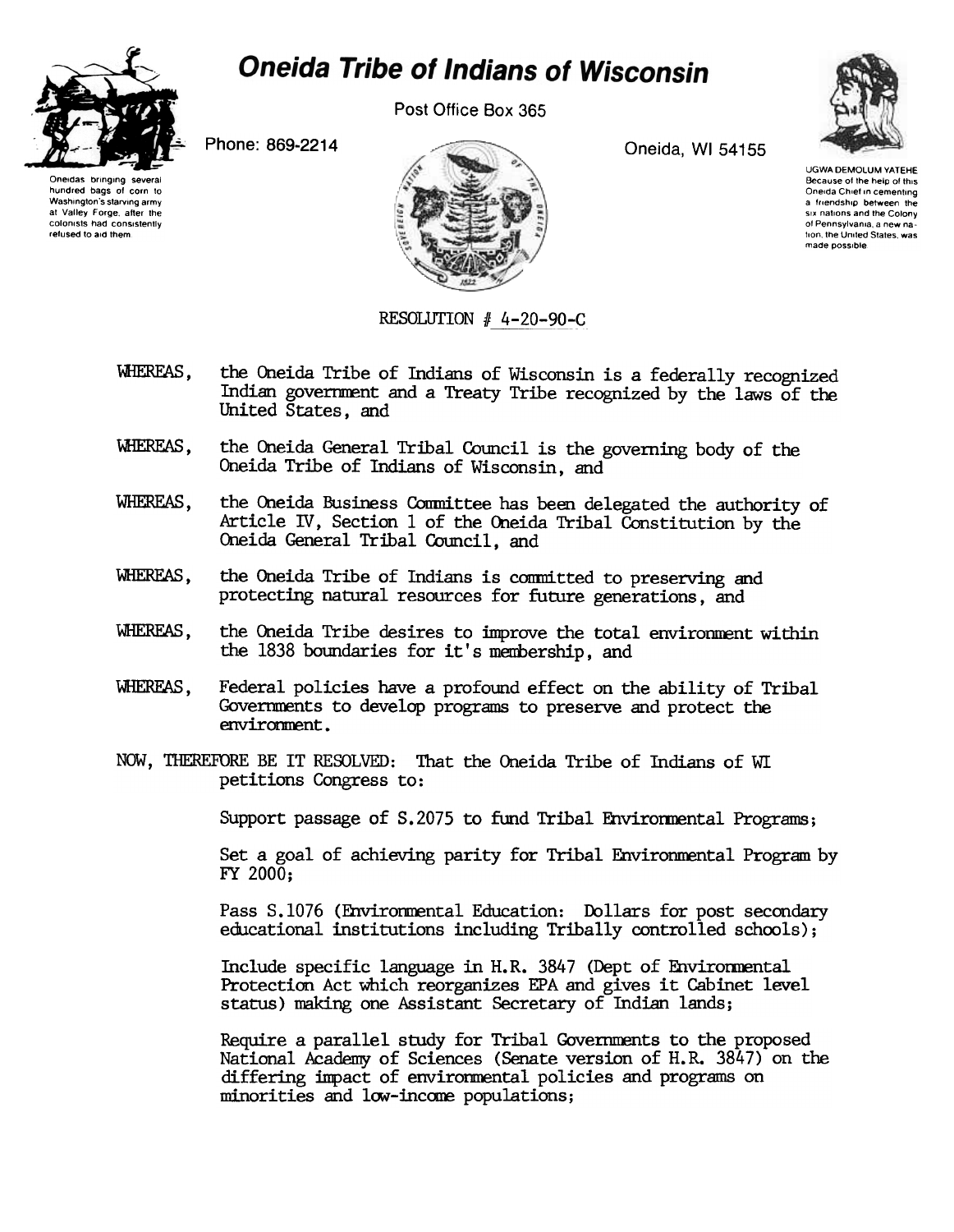# Oneida Tribe of Indians of Wisconsin

Post Office Box 365

Phone: 869-2214

Oneida, WI 54155

Oneidas bringing several hundred bags of corn to Washington's starving army at Valley Forge, after the colonists had consistently refused to aid them.

UGWA DEMOLUM YATEHE
Because of the help of this Oneida Chief in cementing a friendship between the six nations and the Colony of Pennsylvania, a new nation, the United States, was made possible.

RESOLUTION # 4-20-90-C

WHEREAS, the Oneida Tribe of Indians of Wisconsin is a federally recognized Indian government and a Treaty Tribe recognized by the laws of the United States, and

WHEREAS, the Oneida General Tribal Council is the governing body of the Oneida Tribe of Indians of Wisconsin, and

WHEREAS, the Oneida Business Committee has been delegated the authority of Article IV, Section 1 of the Oneida Tribal Constitution by the Oneida General Tribal Council, and

WHEREAS, the Oneida Tribe of Indians is committed to preserving and protecting natural resources for future generations, and

WHEREAS, the Oneida Tribe desires to improve the total environment within the 1838 boundaries for it's membership, and

WHEREAS, Federal policies have a profound effect on the ability of Tribal Governments to develop programs to preserve and protect the environment.

NOW, THEREFORE BE IT RESOLVED: That the Oneida Tribe of Indians of WI petitions Congress to:

Support passage of S.2075 to fund Tribal Environmental Programs;

Set a goal of achieving parity for Tribal Environmental Program by FY 2000;

Pass S.1076 (Environmental Education: Dollars for post secondary educational institutions including Tribally controlled schools);

Include specific language in H.R. 3847 (Dept of Environmental Protection Act which reorganizes EPA and gives it Cabinet level status) making one Assistant Secretary of Indian lands;

Require a parallel study for Tribal Governments to the proposed National Academy of Sciences (Senate version of H.R. 3847) on the differing impact of environmental policies and programs on minorities and low-income populations;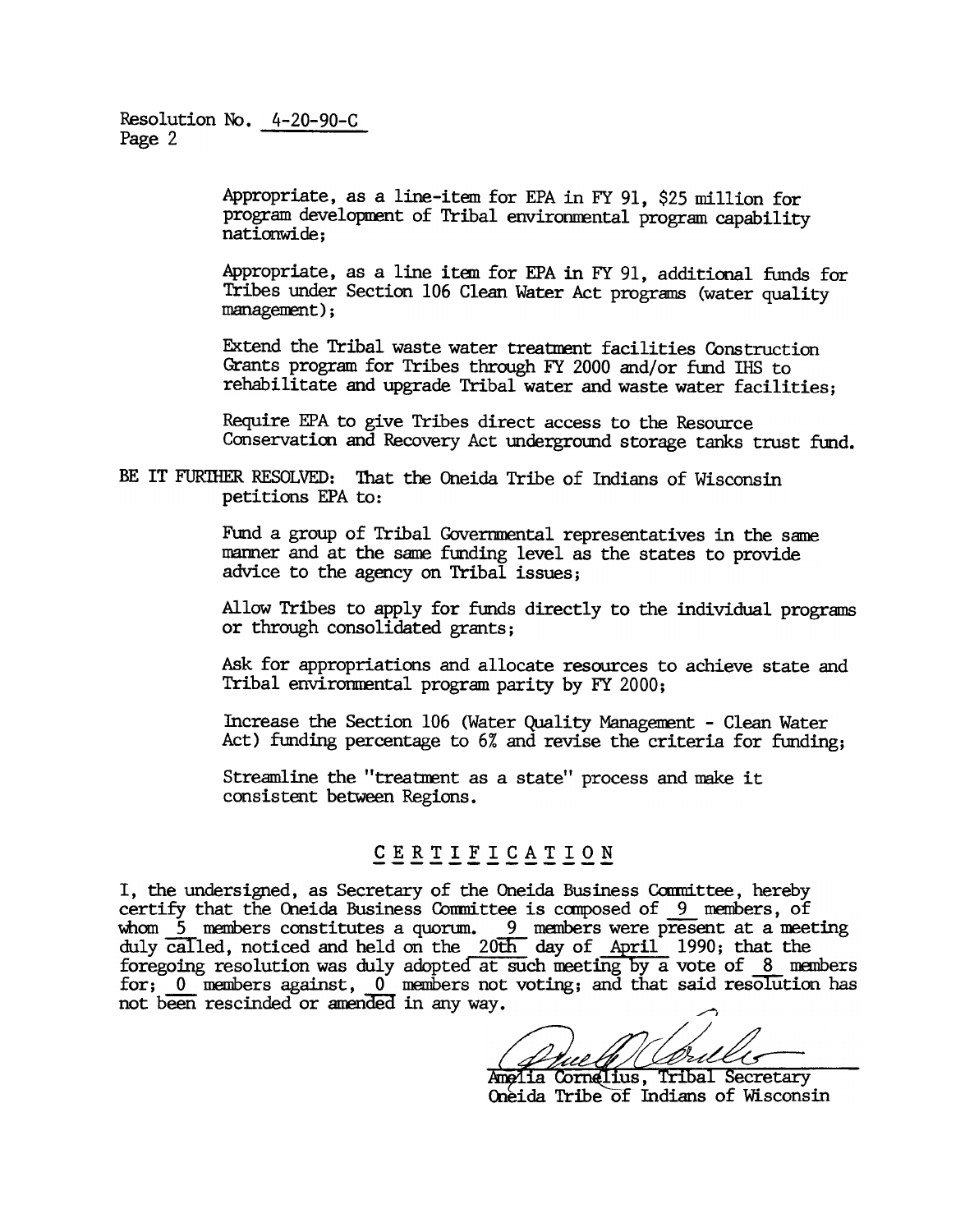Resolution No. 4-20-90-C
Page 2

Appropriate, as a line-item for EPA in FY 91, $25 million for program development of Tribal environmental program capability nationwide;

Appropriate, as a line item for EPA in FY 91, additional funds for Tribes under Section 106 Clean Water Act programs (water quality management);

Extend the Tribal waste water treatment facilities Construction Grants program for Tribes through FY 2000 and/or fund IHS to rehabilitate and upgrade Tribal water and waste water facilities;

Require EPA to give Tribes direct access to the Resource Conservation and Recovery Act underground storage tanks trust fund.

BE IT FURTHER RESOLVED: That the Oneida Tribe of Indians of Wisconsin petitions EPA to:

Fund a group of Tribal Governmental representatives in the same manner and at the same funding level as the states to provide advice to the agency on Tribal issues;

Allow Tribes to apply for funds directly to the individual programs or through consolidated grants;

Ask for appropriations and allocate resources to achieve state and Tribal environmental program parity by FY 2000;

Increase the Section 106 (Water Quality Management - Clean Water Act) funding percentage to 6% and revise the criteria for funding;

Streamline the "treatment as a state" process and make it consistent between Regions.

## CERTIFICATION

I, the undersigned, as Secretary of the Oneida Business Committee, hereby certify that the Oneida Business Committee is composed of 9 members, of whom 5 members constitutes a quorum. 9 members were present at a meeting duly called, noticed and held on the 20th day of April 1990; that the foregoing resolution was duly adopted at such meeting by a vote of 8 members for; 0 members against, 0 members not voting; and that said resolution has not been rescinded or amended in any way.

Amelia Cornelius, Tribal Secretary
Oneida Tribe of Indians of Wisconsin